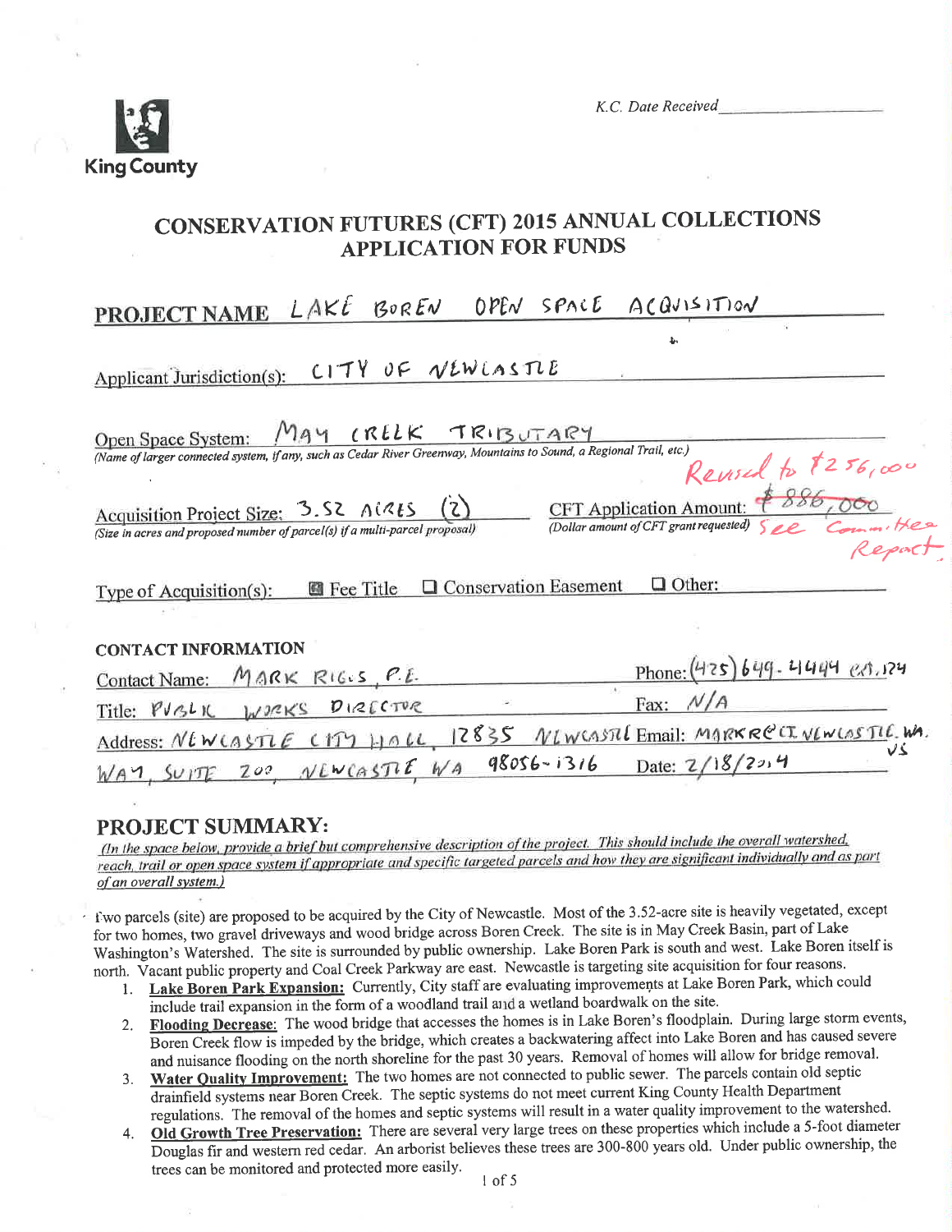King County

K.C. Date Received ____________

# CONSERVATION FUTURES (CFT) 2015 ANNUAL COLLECTIONS APPLICATION FOR FUNDS

**PROJECT NAME** LAKE BOREN OPEN SPACE ACQUISITION

Applicant Jurisdiction(s): CITY OF NEWCASTLE

Open Space System: MAY CREEK TRIBUTARY
*(Name of larger connected system, if any, such as Cedar River Greenway, Mountains to Sound, a Regional Trail, etc.)*

Acquisition Project Size: 3.52 ACRES (2)
*(Size in acres and proposed number of parcel(s) if a multi-parcel proposal)*

CFT Application Amount: ~~$886,000~~ Revised to $256,000 See Committee Report.
*(Dollar amount of CFT grant requested)*

Type of Acquisition(s): ☒ Fee Title ☐ Conservation Easement ☐ Other:

**CONTACT INFORMATION**

Contact Name: MARK RIGGS, P.E.
Phone: (425) 649-4444 ext. 124
Title: PUBLIC WORKS DIRECTOR
Fax: N/A
Address: NEWCASTLE CITY HALL, 12835 NEWCASTLE WAY, SUITE 200, NEWCASTLE, WA 98056-1316
Email: MARKR@CI.NEWCASTLE.WA.US
Date: 2/18/2014

## PROJECT SUMMARY:

*(In the space below, provide a brief but comprehensive description of the project. This should include the overall watershed, reach, trail or open space system if appropriate and specific targeted parcels and how they are significant individually and as part of an overall system.)*

Two parcels (site) are proposed to be acquired by the City of Newcastle. Most of the 3.52-acre site is heavily vegetated, except for two homes, two gravel driveways and wood bridge across Boren Creek. The site is in May Creek Basin, part of Lake Washington's Watershed. The site is surrounded by public ownership. Lake Boren Park is south and west. Lake Boren itself is north. Vacant public property and Coal Creek Parkway are east. Newcastle is targeting site acquisition for four reasons.

1. **Lake Boren Park Expansion:** Currently, City staff are evaluating improvements at Lake Boren Park, which could include trail expansion in the form of a woodland trail and a wetland boardwalk on the site.
2. **Flooding Decrease:** The wood bridge that accesses the homes is in Lake Boren's floodplain. During large storm events, Boren Creek flow is impeded by the bridge, which creates a backwatering affect into Lake Boren and has caused severe and nuisance flooding on the north shoreline for the past 30 years. Removal of homes will allow for bridge removal.
3. **Water Quality Improvement:** The two homes are not connected to public sewer. The parcels contain old septic drainfield systems near Boren Creek. The septic systems do not meet current King County Health Department regulations. The removal of the homes and septic systems will result in a water quality improvement to the watershed.
4. **Old Growth Tree Preservation:** There are several very large trees on these properties which include a 5-foot diameter Douglas fir and western red cedar. An arborist believes these trees are 300-800 years old. Under public ownership, the trees can be monitored and protected more easily.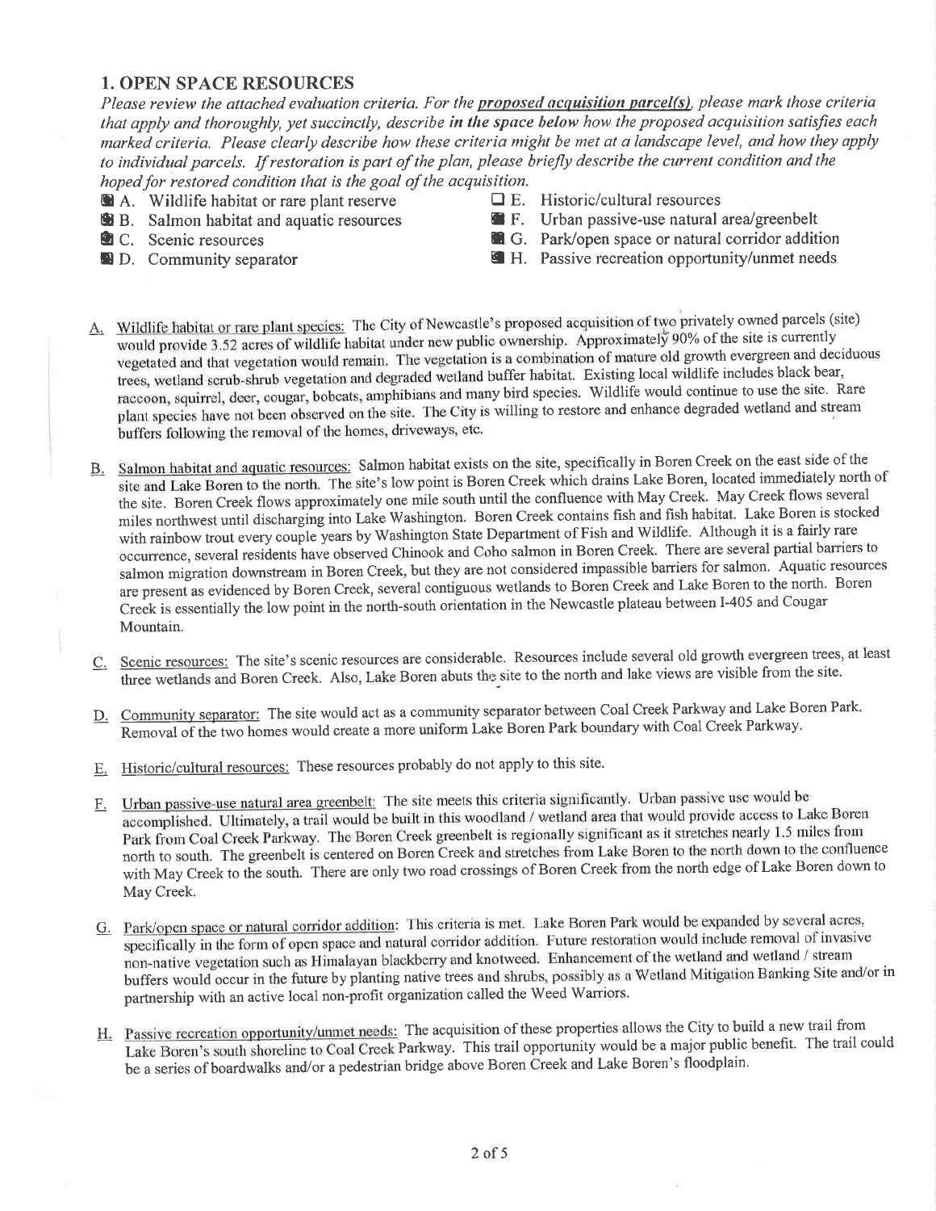## 1. OPEN SPACE RESOURCES

*Please review the attached evaluation criteria. For the **proposed acquisition parcel(s)**, please mark those criteria that apply and thoroughly, yet succinctly, describe **in the space below** how the proposed acquisition satisfies each marked criteria. Please clearly describe how these criteria might be met at a landscape level, and how they apply to individual parcels. If restoration is part of the plan, please briefly describe the current condition and the hoped for restored condition that is the goal of the acquisition.*

- [x] A. Wildlife habitat or rare plant reserve
- [x] B. Salmon habitat and aquatic resources
- [x] C. Scenic resources
- [x] D. Community separator
- [ ] E. Historic/cultural resources
- [x] F. Urban passive-use natural area/greenbelt
- [x] G. Park/open space or natural corridor addition
- [x] H. Passive recreation opportunity/unmet needs

A. Wildlife habitat or rare plant species: The City of Newcastle's proposed acquisition of two privately owned parcels (site) would provide 3.52 acres of wildlife habitat under new public ownership. Approximately 90% of the site is currently vegetated and that vegetation would remain. The vegetation is a combination of mature old growth evergreen and deciduous trees, wetland scrub-shrub vegetation and degraded wetland buffer habitat. Existing local wildlife includes black bear, raccoon, squirrel, deer, cougar, bobcats, amphibians and many bird species. Wildlife would continue to use the site. Rare plant species have not been observed on the site. The City is willing to restore and enhance degraded wetland and stream buffers following the removal of the homes, driveways, etc.

B. Salmon habitat and aquatic resources: Salmon habitat exists on the site, specifically in Boren Creek on the east side of the site and Lake Boren to the north. The site's low point is Boren Creek which drains Lake Boren, located immediately north of the site. Boren Creek flows approximately one mile south until the confluence with May Creek. May Creek flows several miles northwest until discharging into Lake Washington. Boren Creek contains fish and fish habitat. Lake Boren is stocked with rainbow trout every couple years by Washington State Department of Fish and Wildlife. Although it is a fairly rare occurrence, several residents have observed Chinook and Coho salmon in Boren Creek. There are several partial barriers to salmon migration downstream in Boren Creek, but they are not considered impassible barriers for salmon. Aquatic resources are present as evidenced by Boren Creek, several contiguous wetlands to Boren Creek and Lake Boren to the north. Boren Creek is essentially the low point in the north-south orientation in the Newcastle plateau between I-405 and Cougar Mountain.

C. Scenic resources: The site's scenic resources are considerable. Resources include several old growth evergreen trees, at least three wetlands and Boren Creek. Also, Lake Boren abuts the site to the north and lake views are visible from the site.

D. Community separator: The site would act as a community separator between Coal Creek Parkway and Lake Boren Park. Removal of the two homes would create a more uniform Lake Boren Park boundary with Coal Creek Parkway.

E. Historic/cultural resources: These resources probably do not apply to this site.

F. Urban passive-use natural area greenbelt: The site meets this criteria significantly. Urban passive use would be accomplished. Ultimately, a trail would be built in this woodland / wetland area that would provide access to Lake Boren Park from Coal Creek Parkway. The Boren Creek greenbelt is regionally significant as it stretches nearly 1.5 miles from north to south. The greenbelt is centered on Boren Creek and stretches from Lake Boren to the north down to the confluence with May Creek to the south. There are only two road crossings of Boren Creek from the north edge of Lake Boren down to May Creek.

G. Park/open space or natural corridor addition: This criteria is met. Lake Boren Park would be expanded by several acres, specifically in the form of open space and natural corridor addition. Future restoration would include removal of invasive non-native vegetation such as Himalayan blackberry and knotweed. Enhancement of the wetland and wetland / stream buffers would occur in the future by planting native trees and shrubs, possibly as a Wetland Mitigation Banking Site and/or in partnership with an active local non-profit organization called the Weed Warriors.

H. Passive recreation opportunity/unmet needs: The acquisition of these properties allows the City to build a new trail from Lake Boren's south shoreline to Coal Creek Parkway. This trail opportunity would be a major public benefit. The trail could be a series of boardwalks and/or a pedestrian bridge above Boren Creek and Lake Boren's floodplain.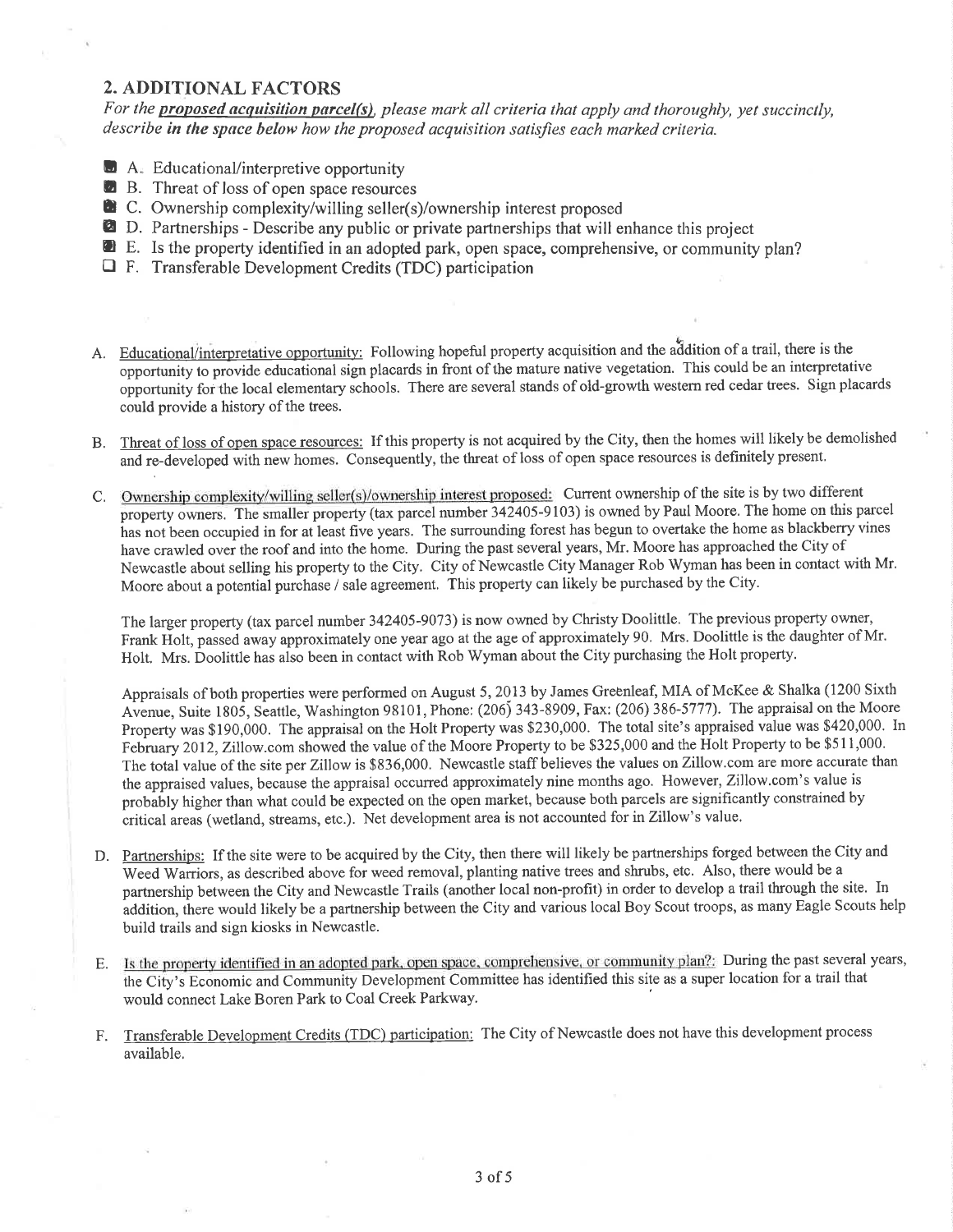## 2. ADDITIONAL FACTORS

*For the **proposed acquisition parcel(s)**, please mark all criteria that apply and thoroughly, yet succinctly, describe **in the space below** how the proposed acquisition satisfies each marked criteria.*

- [x] A. Educational/interpretive opportunity
- [x] B. Threat of loss of open space resources
- [x] C. Ownership complexity/willing seller(s)/ownership interest proposed
- [x] D. Partnerships - Describe any public or private partnerships that will enhance this project
- [x] E. Is the property identified in an adopted park, open space, comprehensive, or community plan?
- [ ] F. Transferable Development Credits (TDC) participation

A. Educational/interpretative opportunity: Following hopeful property acquisition and the addition of a trail, there is the opportunity to provide educational sign placards in front of the mature native vegetation. This could be an interpretative opportunity for the local elementary schools. There are several stands of old-growth western red cedar trees. Sign placards could provide a history of the trees.

B. Threat of loss of open space resources: If this property is not acquired by the City, then the homes will likely be demolished and re-developed with new homes. Consequently, the threat of loss of open space resources is definitely present.

C. Ownership complexity/willing seller(s)/ownership interest proposed: Current ownership of the site is by two different property owners. The smaller property (tax parcel number 342405-9103) is owned by Paul Moore. The home on this parcel has not been occupied in for at least five years. The surrounding forest has begun to overtake the home as blackberry vines have crawled over the roof and into the home. During the past several years, Mr. Moore has approached the City of Newcastle about selling his property to the City. City of Newcastle City Manager Rob Wyman has been in contact with Mr. Moore about a potential purchase / sale agreement. This property can likely be purchased by the City.

The larger property (tax parcel number 342405-9073) is now owned by Christy Doolittle. The previous property owner, Frank Holt, passed away approximately one year ago at the age of approximately 90. Mrs. Doolittle is the daughter of Mr. Holt. Mrs. Doolittle has also been in contact with Rob Wyman about the City purchasing the Holt property.

Appraisals of both properties were performed on August 5, 2013 by James Greenleaf, MIA of McKee & Shalka (1200 Sixth Avenue, Suite 1805, Seattle, Washington 98101, Phone: (206) 343-8909, Fax: (206) 386-5777). The appraisal on the Moore Property was $190,000. The appraisal on the Holt Property was $230,000. The total site's appraised value was $420,000. In February 2012, Zillow.com showed the value of the Moore Property to be $325,000 and the Holt Property to be $511,000. The total value of the site per Zillow is $836,000. Newcastle staff believes the values on Zillow.com are more accurate than the appraised values, because the appraisal occurred approximately nine months ago. However, Zillow.com's value is probably higher than what could be expected on the open market, because both parcels are significantly constrained by critical areas (wetland, streams, etc.). Net development area is not accounted for in Zillow's value.

D. Partnerships: If the site were to be acquired by the City, then there will likely be partnerships forged between the City and Weed Warriors, as described above for weed removal, planting native trees and shrubs, etc. Also, there would be a partnership between the City and Newcastle Trails (another local non-profit) in order to develop a trail through the site. In addition, there would likely be a partnership between the City and various local Boy Scout troops, as many Eagle Scouts help build trails and sign kiosks in Newcastle.

E. Is the property identified in an adopted park, open space, comprehensive, or community plan?: During the past several years, the City's Economic and Community Development Committee has identified this site as a super location for a trail that would connect Lake Boren Park to Coal Creek Parkway.

F. Transferable Development Credits (TDC) participation: The City of Newcastle does not have this development process available.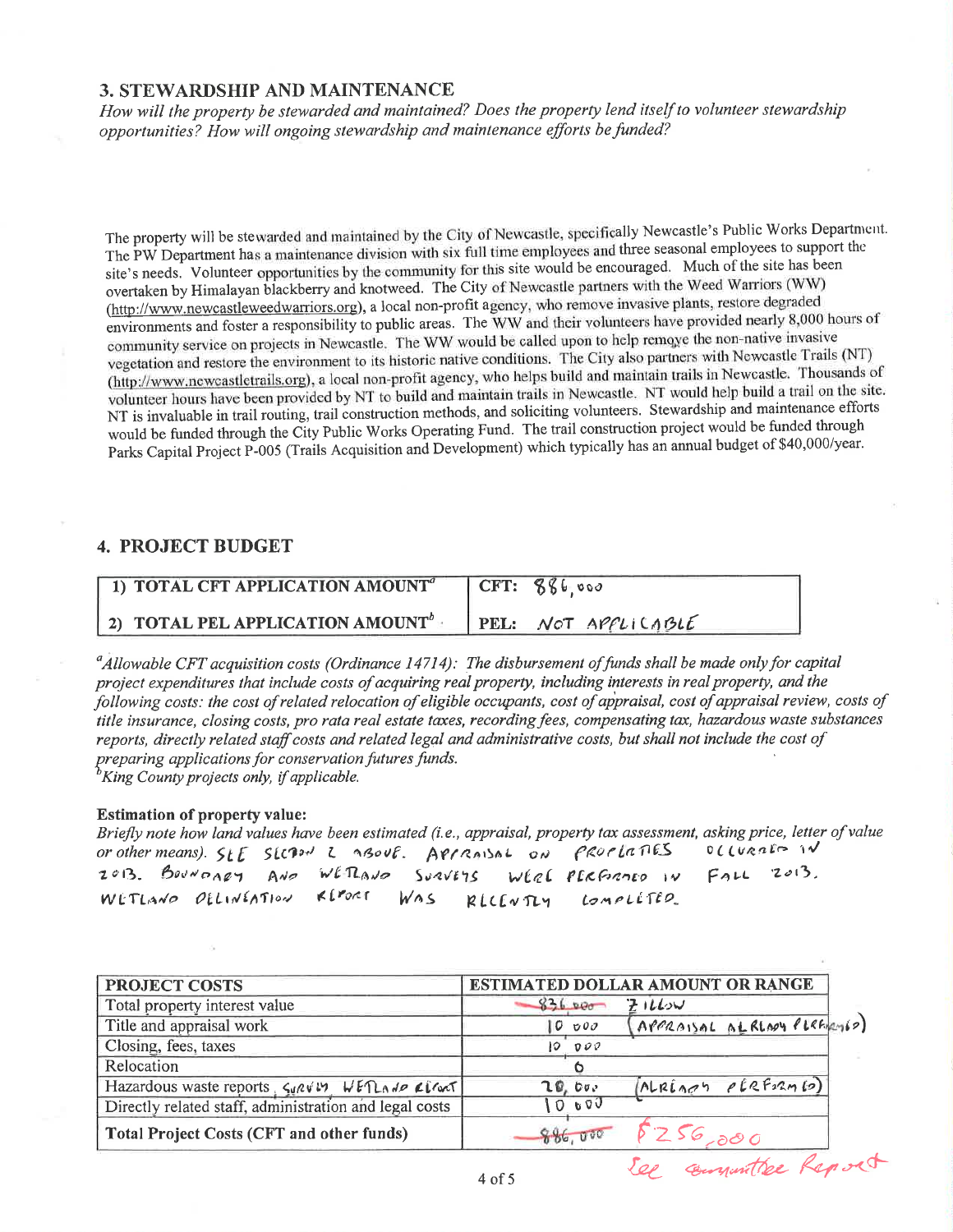## 3. STEWARDSHIP AND MAINTENANCE

*How will the property be stewarded and maintained? Does the property lend itself to volunteer stewardship opportunities? How will ongoing stewardship and maintenance efforts be funded?*

The property will be stewarded and maintained by the City of Newcastle, specifically Newcastle's Public Works Department. The PW Department has a maintenance division with six full time employees and three seasonal employees to support the site's needs. Volunteer opportunities by the community for this site would be encouraged. Much of the site has been overtaken by Himalayan blackberry and knotweed. The City of Newcastle partners with the Weed Warriors (WW) (http://www.newcastleweedwarriors.org), a local non-profit agency, who remove invasive plants, restore degraded environments and foster a responsibility to public areas. The WW and their volunteers have provided nearly 8,000 hours of community service on projects in Newcastle. The WW would be called upon to help remove the non-native invasive vegetation and restore the environment to its historic native conditions. The City also partners with Newcastle Trails (NT) (http://www.newcastletrails.org), a local non-profit agency, who helps build and maintain trails in Newcastle. Thousands of volunteer hours have been provided by NT to build and maintain trails in Newcastle. NT would help build a trail on the site. NT is invaluable in trail routing, trail construction methods, and soliciting volunteers. Stewardship and maintenance efforts would be funded through the City Public Works Operating Fund. The trail construction project would be funded through Parks Capital Project P-005 (Trails Acquisition and Development) which typically has an annual budget of $40,000/year.

## 4. PROJECT BUDGET

| | |
|---|---|
| **1) TOTAL CFT APPLICATION AMOUNT[a]** | **CFT:** 886,000 |
| **2) TOTAL PEL APPLICATION AMOUNT[b]** | **PEL:** NOT APPLICABLE |

[a]*Allowable CFT acquisition costs (Ordinance 14714): The disbursement of funds shall be made only for capital project expenditures that include costs of acquiring real property, including interests in real property, and the following costs: the cost of related relocation of eligible occupants, cost of appraisal, cost of appraisal review, costs of title insurance, closing costs, pro rata real estate taxes, recording fees, compensating tax, hazardous waste substances reports, directly related staff costs and related legal and administrative costs, but shall not include the cost of preparing applications for conservation futures funds.*
[b]*King County projects only, if applicable.*

**Estimation of property value:**

*Briefly note how land values have been estimated (i.e., appraisal, property tax assessment, asking price, letter of value or other means).* SEE SECTION 2 ABOVE. APPRAISAL ON PROPERTIES OCCURRED IN 2013. BOUNDARY AND WETLAND SURVEYS WERE PERFORMED IN FALL 2013. WETLAND DELINEATION REPORT WAS RECENTLY COMPLETED.

| PROJECT COSTS | ESTIMATED DOLLAR AMOUNT OR RANGE |
|---|---|
| Total property interest value | ~~836,000~~ ZILLOW |
| Title and appraisal work | 10,000 (APPRAISAL ALREADY PERFORMED) |
| Closing, fees, taxes | 10,000 |
| Relocation | 0 |
| Hazardous waste reports, SURVEY, WETLAND REPORT | 20,000 (ALREADY PERFORMED) |
| Directly related staff, administration and legal costs | 10,000 |
| **Total Project Costs (CFT and other funds)** | ~~886,000~~ $256,000 |

See Committee Report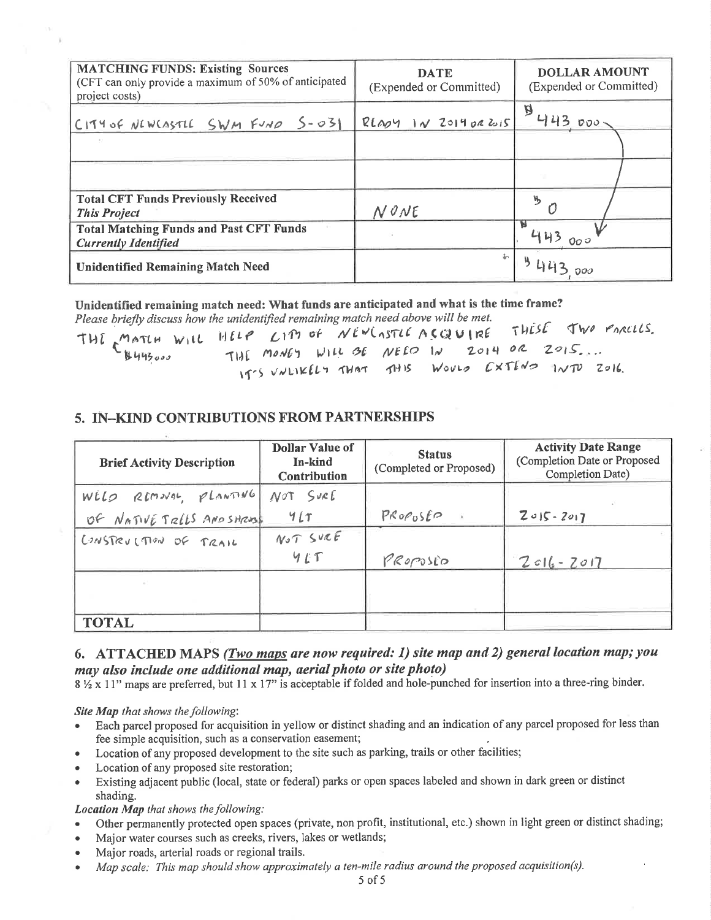| MATCHING FUNDS: Existing Sources (CFT can only provide a maximum of 50% of anticipated project costs) | DATE (Expended or Committed) | DOLLAR AMOUNT (Expended or Committed) |
|---|---|---|
| CITY OF NEWCASTLE SWM FUND S-031 | READY IN 2014 OR 2015 | $ 443,000 |
| | | |
| | | |
| **Total CFT Funds Previously Received** ***This Project*** | NONE | $ 0 |
| **Total Matching Funds and Past CFT Funds** ***Currently Identified*** | | $ 443,000 |
| **Unidentified Remaining Match Need** | | $ 443,000 |

**Unidentified remaining match need: What funds are anticipated and what is the time frame?**
*Please briefly discuss how the unidentified remaining match need above will be met.*

THE MATCH ($443,000) WILL HELP CITY OF NEWCASTLE ACQUIRE THESE TWO PARCELS. THE MONEY WILL BE NEED IN 2014 OR 2015... IT'S UNLIKELY THAT THIS WOULD EXTEND INTO 2016.

## 5. IN–KIND CONTRIBUTIONS FROM PARTNERSHIPS

| Brief Activity Description | Dollar Value of In-kind Contribution | Status (Completed or Proposed) | Activity Date Range (Completion Date or Proposed Completion Date) |
|---|---|---|---|
| WEED REMOVAL, PLANTING OF NATIVE TREES AND SHRUBS | NOT SURE YET | PROPOSED | 2015 - 2017 |
| CONSTRUCTION OF TRAIL | NOT SURE YET | PROPOSED | 2016 - 2017 |
| | | | |
| **TOTAL** | | | |

## 6. ATTACHED MAPS *(Two maps are now required: 1) site map and 2) general location map; you may also include one additional map, aerial photo or site photo)*

8 ½ x 11" maps are preferred, but 11 x 17" is acceptable if folded and hole-punched for insertion into a three-ring binder.

***Site Map** that shows the following:*

- Each parcel proposed for acquisition in yellow or distinct shading and an indication of any parcel proposed for less than fee simple acquisition, such as a conservation easement;
- Location of any proposed development to the site such as parking, trails or other facilities;
- Location of any proposed site restoration;
- Existing adjacent public (local, state or federal) parks or open spaces labeled and shown in dark green or distinct shading.

***Location Map** that shows the following:*

- Other permanently protected open spaces (private, non profit, institutional, etc.) shown in light green or distinct shading;
- Major water courses such as creeks, rivers, lakes or wetlands;
- Major roads, arterial roads or regional trails.
- *Map scale: This map should show approximately a ten-mile radius around the proposed acquisition(s).*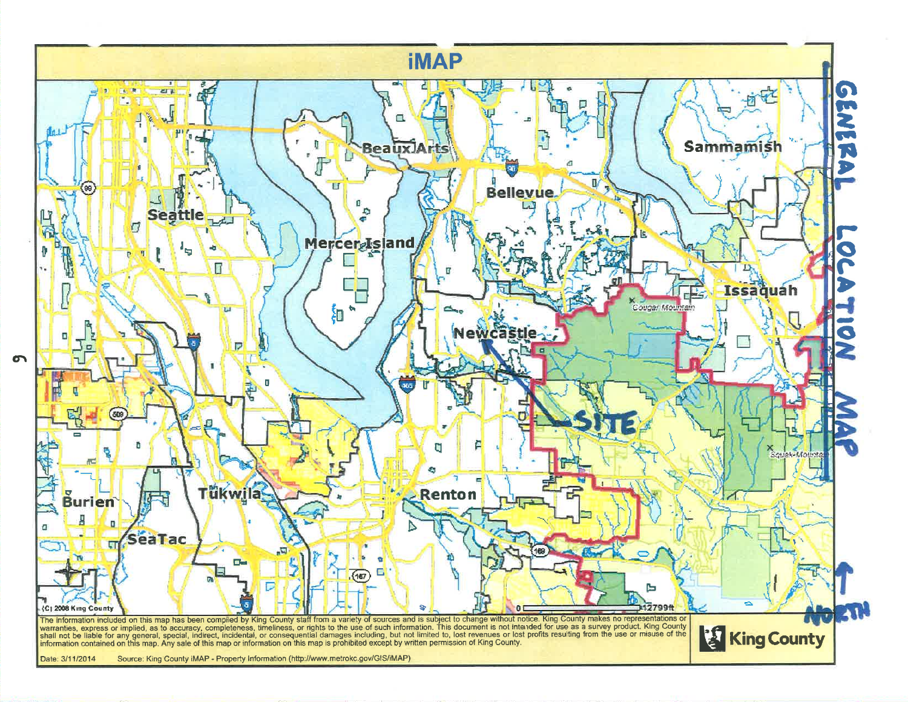# iMAP

GENERAL LOCATION MAP

SITE

NORTH

Beaux Arts

Sammamish

Bellevue

Seattle

Mercer Island

Issaquah

Cougar Mountain

Newcastle

Squak Mountain

Tukwila

Renton

Burien

SeaTac

(C) 2008 King County

0 12799ft

The information included on this map has been compiled by King County staff from a variety of sources and is subject to change without notice. King County makes no representations or warranties, express or implied, as to accuracy, completeness, timeliness, or rights to the use of such information. This document is not intended for use as a survey product. King County shall not be liable for any general, special, indirect, incidental, or consequential damages including, but not limited to, lost revenues or lost profits resulting from the use or misuse of the information contained on this map. Any sale of this map or information on this map is prohibited except by written permission of King County.

King County

Date: 3/11/2014 Source: King County iMAP - Property Information (http://www.metrokc.gov/GIS/iMAP)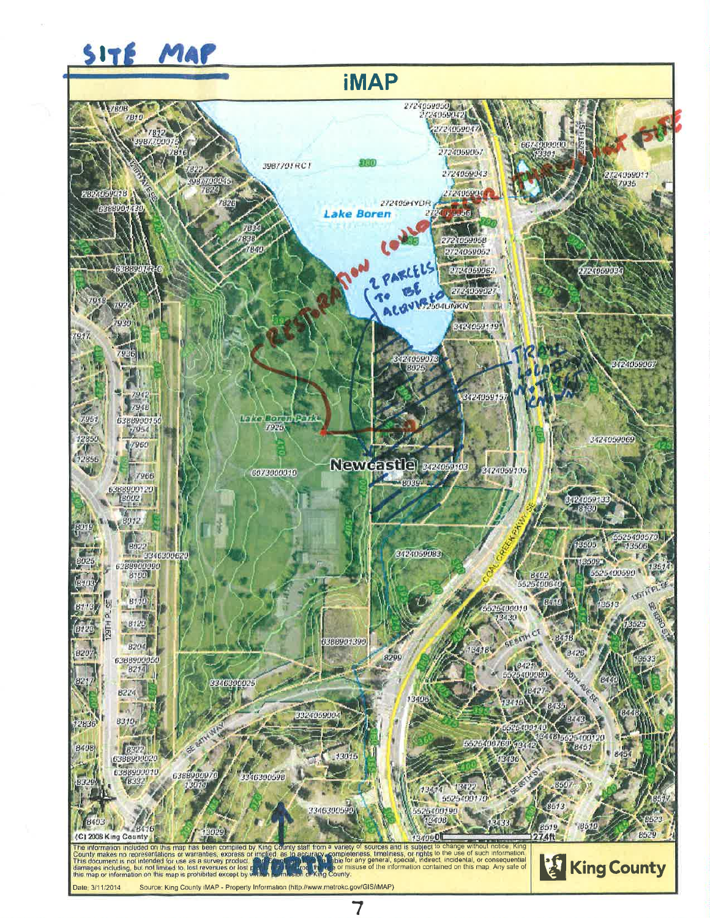# SITE MAP

## iMAP

RESTORATION COULD OCCUR THROUGHOUT SITE

2 PARCELS TO BE ACQUIRED

TRAIL LOCATION NOT YET KNOWN

Lake Boren

Lake Boren Park

Newcastle

NORTH

(C) 2008 King County

The information included on this map has been compiled by King County staff from a variety of sources and is subject to change without notice. King County makes no representations or warranties, express or implied, as to accuracy, completeness, timeliness, or rights to the use of such information. This document is not intended for use as a survey product. King County shall not be liable for any general, special, indirect, incidental, or consequential damages including, but not limited to, lost revenues or lost profits resulting from the use or misuse of the information contained on this map. Any sale of this map or information on this map is prohibited except by written permission of King County.

King County

Date: 3/11/2014 Source: King County iMAP - Property Information (http://www.metrokc.gov/GIS/iMAP)